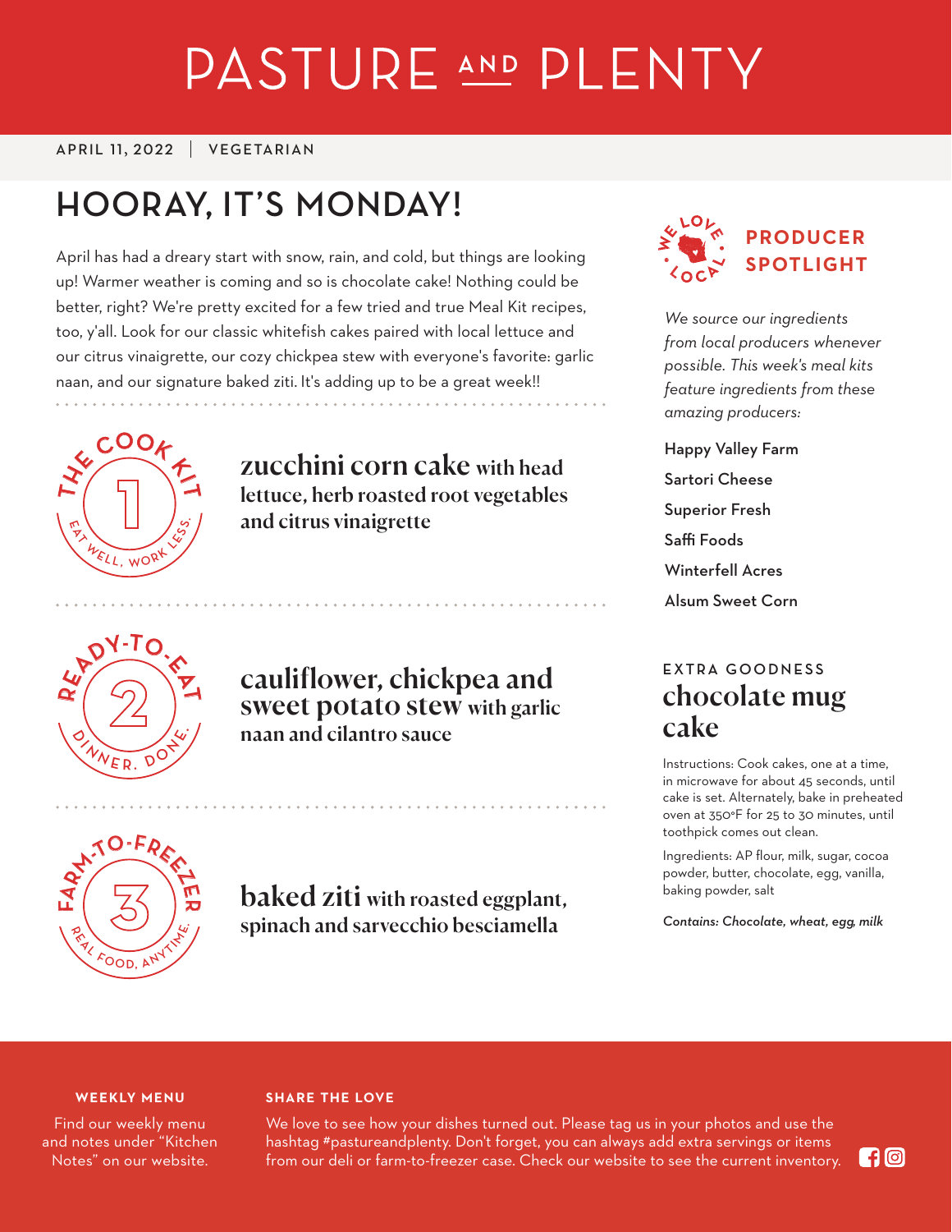# PASTURE AND PLENTY

APRIL 11, 2022 | VEGETARIAN

## HOORAY, IT'S MONDAY!

April has had a dreary start with snow, rain, and cold, but things are looking up! Warmer weather is coming and so is chocolate cake! Nothing could be better, right? We're pretty excited for a few tried and true Meal Kit recipes, too, y'all. Look for our classic whitefish cakes paired with local lettuce and our citrus vinaigrette, our cozy chickpea stew with everyone's favorite: garlic naan, and our signature baked ziti. It's adding up to be a great week!!

THE COOK KIT 1 — EAT WELL, WORK LESS.

### zucchini corn cake with head lettuce, herb roasted root vegetables and citrus vinaigrette

READY-TO-EAT 2 — DINNER. DONE.

### cauliflower, chickpea and sweet potato stew with garlic naan and cilantro sauce

FARM-TO-FREEZER 3 — REAL FOOD, ANYTIME.

### baked ziti with roasted eggplant, spinach and sarvecchio besciamella

WE LOVE LOCAL

## PRODUCER SPOTLIGHT

*We source our ingredients from local producers whenever possible. This week's meal kits feature ingredients from these amazing producers:*

Happy Valley Farm
Sartori Cheese
Superior Fresh
Saffi Foods
Winterfell Acres
Alsum Sweet Corn

EXTRA GOODNESS

## chocolate mug cake

Instructions: Cook cakes, one at a time, in microwave for about 45 seconds, until cake is set. Alternately, bake in preheated oven at 350°F for 25 to 30 minutes, until toothpick comes out clean.

Ingredients: AP flour, milk, sugar, cocoa powder, butter, chocolate, egg, vanilla, baking powder, salt

*Contains: Chocolate, wheat, egg, milk*

**WEEKLY MENU**

Find our weekly menu and notes under "Kitchen Notes" on our website.

**SHARE THE LOVE**

We love to see how your dishes turned out. Please tag us in your photos and use the hashtag #pastureandplenty. Don't forget, you can always add extra servings or items from our deli or farm-to-freezer case. Check our website to see the current inventory.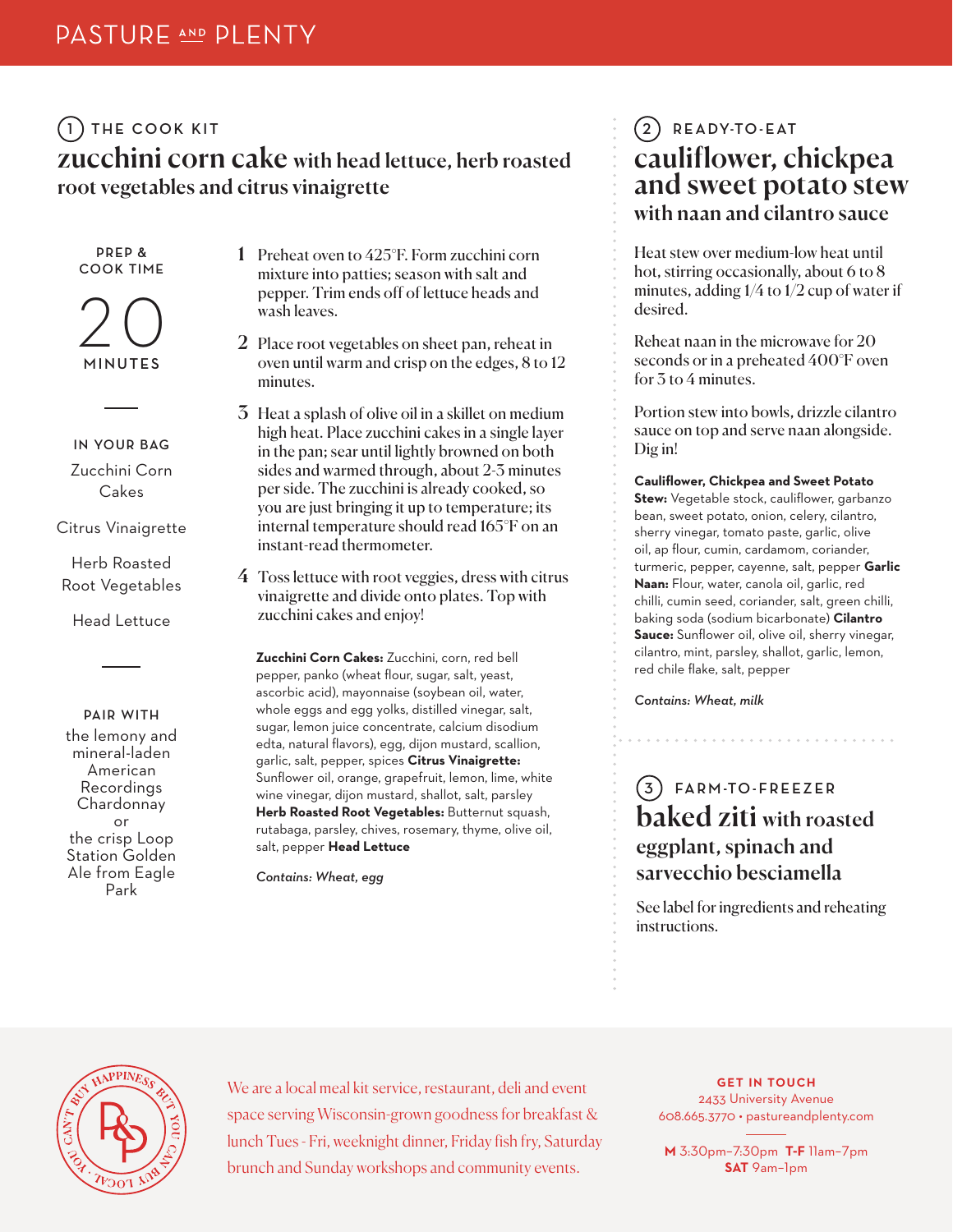PASTURE AND PLENTY

## ① THE COOK KIT

# zucchini corn cake with head lettuce, herb roasted root vegetables and citrus vinaigrette

PREP & COOK TIME

20

MINUTES

IN YOUR BAG

Zucchini Corn Cakes

Citrus Vinaigrette

Herb Roasted Root Vegetables

Head Lettuce

PAIR WITH

the lemony and mineral-laden American Recordings Chardonnay

or

the crisp Loop Station Golden Ale from Eagle Park

1. Preheat oven to 425°F. Form zucchini corn mixture into patties; season with salt and pepper. Trim ends off of lettuce heads and wash leaves.
2. Place root vegetables on sheet pan, reheat in oven until warm and crisp on the edges, 8 to 12 minutes.
3. Heat a splash of olive oil in a skillet on medium high heat. Place zucchini cakes in a single layer in the pan; sear until lightly browned on both sides and warmed through, about 2-3 minutes per side. The zucchini is already cooked, so you are just bringing it up to temperature; its internal temperature should read 165°F on an instant-read thermometer.
4. Toss lettuce with root veggies, dress with citrus vinaigrette and divide onto plates. Top with zucchini cakes and enjoy!

**Zucchini Corn Cakes:** Zucchini, corn, red bell pepper, panko (wheat flour, sugar, salt, yeast, ascorbic acid), mayonnaise (soybean oil, water, whole eggs and egg yolks, distilled vinegar, salt, sugar, lemon juice concentrate, calcium disodium edta, natural flavors), egg, dijon mustard, scallion, garlic, salt, pepper, spices **Citrus Vinaigrette:** Sunflower oil, orange, grapefruit, lemon, lime, white wine vinegar, dijon mustard, shallot, salt, parsley **Herb Roasted Root Vegetables:** Butternut squash, rutabaga, parsley, chives, rosemary, thyme, olive oil, salt, pepper **Head Lettuce**

*Contains: Wheat, egg*

## ② READY-TO-EAT

# cauliflower, chickpea and sweet potato stew with naan and cilantro sauce

Heat stew over medium-low heat until hot, stirring occasionally, about 6 to 8 minutes, adding 1/4 to 1/2 cup of water if desired.

Reheat naan in the microwave for 20 seconds or in a preheated 400°F oven for 3 to 4 minutes.

Portion stew into bowls, drizzle cilantro sauce on top and serve naan alongside. Dig in!

**Cauliflower, Chickpea and Sweet Potato Stew:** Vegetable stock, cauliflower, garbanzo bean, sweet potato, onion, celery, cilantro, sherry vinegar, tomato paste, garlic, olive oil, ap flour, cumin, cardamom, coriander, turmeric, pepper, cayenne, salt, pepper **Garlic Naan:** Flour, water, canola oil, garlic, red chilli, cumin seed, coriander, salt, green chilli, baking soda (sodium bicarbonate) **Cilantro Sauce:** Sunflower oil, olive oil, sherry vinegar, cilantro, mint, parsley, shallot, garlic, lemon, red chile flake, salt, pepper

*Contains: Wheat, milk*

## ③ FARM-TO-FREEZER

# baked ziti with roasted eggplant, spinach and sarvecchio besciamella

See label for ingredients and reheating instructions.

We are a local meal kit service, restaurant, deli and event space serving Wisconsin-grown goodness for breakfast & lunch Tues - Fri, weeknight dinner, Friday fish fry, Saturday brunch and Sunday workshops and community events.

**GET IN TOUCH**

2433 University Avenue

608.665.3770 • pastureandplenty.com

**M** 3:30pm–7:30pm **T-F** 11am–7pm

**SAT** 9am–1pm